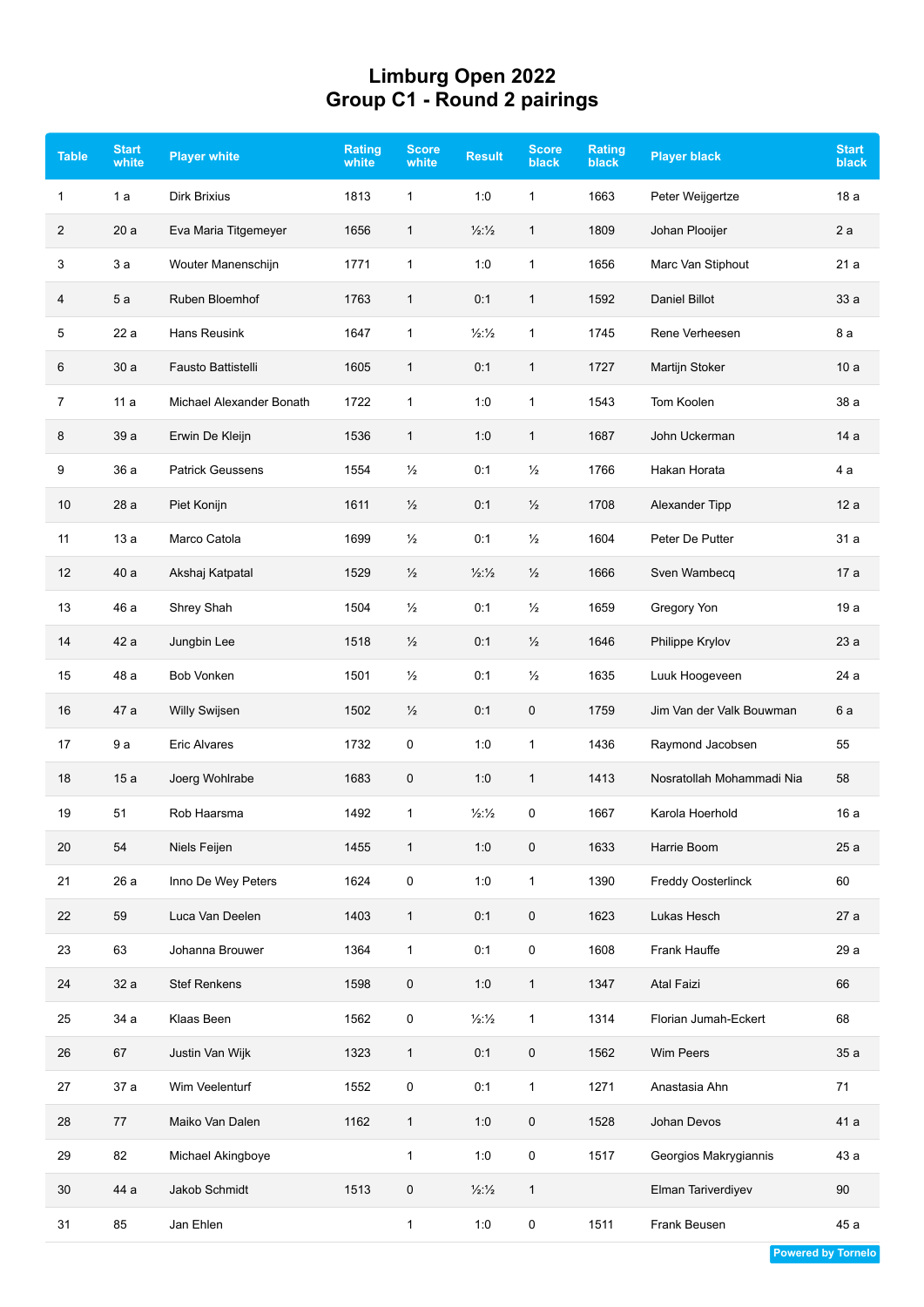# Limburg Open 2022
## Group C1 - Round 2 pairings

| Table | Start white | Player white | Rating white | Score white | Result | Score black | Rating black | Player black | Start black |
|---|---|---|---|---|---|---|---|---|---|
| 1 | 1 a | Dirk Brixius | 1813 | 1 | 1:0 | 1 | 1663 | Peter Weijgertze | 18 a |
| 2 | 20 a | Eva Maria Titgemeyer | 1656 | 1 | ½:½ | 1 | 1809 | Johan Plooijer | 2 a |
| 3 | 3 a | Wouter Manenschijn | 1771 | 1 | 1:0 | 1 | 1656 | Marc Van Stiphout | 21 a |
| 4 | 5 a | Ruben Bloemhof | 1763 | 1 | 0:1 | 1 | 1592 | Daniel Billot | 33 a |
| 5 | 22 a | Hans Reusink | 1647 | 1 | ½:½ | 1 | 1745 | Rene Verheesen | 8 a |
| 6 | 30 a | Fausto Battistelli | 1605 | 1 | 0:1 | 1 | 1727 | Martijn Stoker | 10 a |
| 7 | 11 a | Michael Alexander Bonath | 1722 | 1 | 1:0 | 1 | 1543 | Tom Koolen | 38 a |
| 8 | 39 a | Erwin De Kleijn | 1536 | 1 | 1:0 | 1 | 1687 | John Uckerman | 14 a |
| 9 | 36 a | Patrick Geussens | 1554 | ½ | 0:1 | ½ | 1766 | Hakan Horata | 4 a |
| 10 | 28 a | Piet Konijn | 1611 | ½ | 0:1 | ½ | 1708 | Alexander Tipp | 12 a |
| 11 | 13 a | Marco Catola | 1699 | ½ | 0:1 | ½ | 1604 | Peter De Putter | 31 a |
| 12 | 40 a | Akshaj Katpatal | 1529 | ½ | ½:½ | ½ | 1666 | Sven Wambecq | 17 a |
| 13 | 46 a | Shrey Shah | 1504 | ½ | 0:1 | ½ | 1659 | Gregory Yon | 19 a |
| 14 | 42 a | Jungbin Lee | 1518 | ½ | 0:1 | ½ | 1646 | Philippe Krylov | 23 a |
| 15 | 48 a | Bob Vonken | 1501 | ½ | 0:1 | ½ | 1635 | Luuk Hoogeveen | 24 a |
| 16 | 47 a | Willy Swijsen | 1502 | ½ | 0:1 | 0 | 1759 | Jim Van der Valk Bouwman | 6 a |
| 17 | 9 a | Eric Alvares | 1732 | 0 | 1:0 | 1 | 1436 | Raymond Jacobsen | 55 |
| 18 | 15 a | Joerg Wohlrabe | 1683 | 0 | 1:0 | 1 | 1413 | Nosratollah Mohammadi Nia | 58 |
| 19 | 51 | Rob Haarsma | 1492 | 1 | ½:½ | 0 | 1667 | Karola Hoerhold | 16 a |
| 20 | 54 | Niels Feijen | 1455 | 1 | 1:0 | 0 | 1633 | Harrie Boom | 25 a |
| 21 | 26 a | Inno De Wey Peters | 1624 | 0 | 1:0 | 1 | 1390 | Freddy Oosterlinck | 60 |
| 22 | 59 | Luca Van Deelen | 1403 | 1 | 0:1 | 0 | 1623 | Lukas Hesch | 27 a |
| 23 | 63 | Johanna Brouwer | 1364 | 1 | 0:1 | 0 | 1608 | Frank Hauffe | 29 a |
| 24 | 32 a | Stef Renkens | 1598 | 0 | 1:0 | 1 | 1347 | Atal Faizi | 66 |
| 25 | 34 a | Klaas Been | 1562 | 0 | ½:½ | 1 | 1314 | Florian Jumah-Eckert | 68 |
| 26 | 67 | Justin Van Wijk | 1323 | 1 | 0:1 | 0 | 1562 | Wim Peers | 35 a |
| 27 | 37 a | Wim Veelenturf | 1552 | 0 | 0:1 | 1 | 1271 | Anastasia Ahn | 71 |
| 28 | 77 | Maiko Van Dalen | 1162 | 1 | 1:0 | 0 | 1528 | Johan Devos | 41 a |
| 29 | 82 | Michael Akingboye | | 1 | 1:0 | 0 | 1517 | Georgios Makrygiannis | 43 a |
| 30 | 44 a | Jakob Schmidt | 1513 | 0 | ½:½ | 1 | | Elman Tariverdiyev | 90 |
| 31 | 85 | Jan Ehlen | | 1 | 1:0 | 0 | 1511 | Frank Beusen | 45 a |

Powered by Tornelo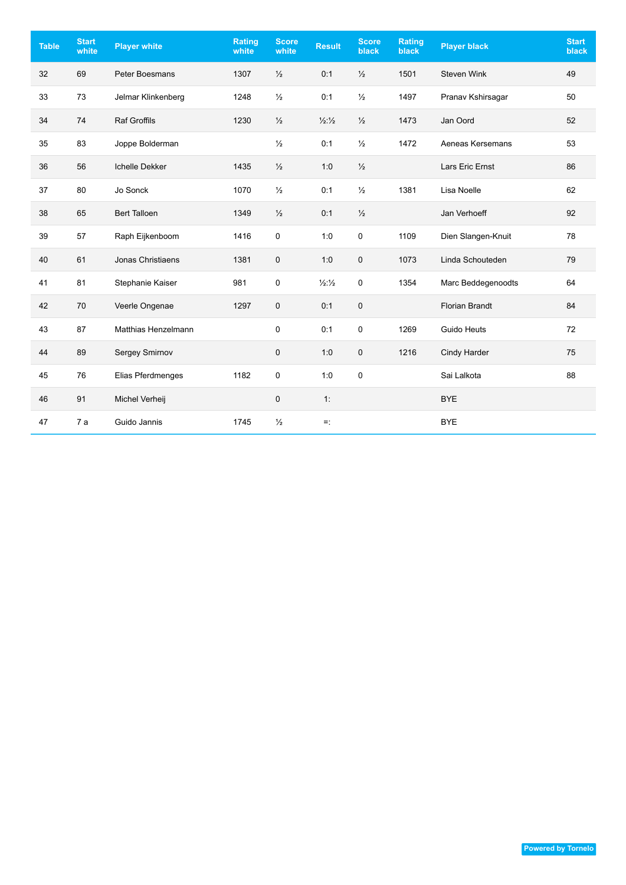| Table | Start white | Player white | Rating white | Score white | Result | Score black | Rating black | Player black | Start black |
|---|---|---|---|---|---|---|---|---|---|
| 32 | 69 | Peter Boesmans | 1307 | ½ | 0:1 | ½ | 1501 | Steven Wink | 49 |
| 33 | 73 | Jelmar Klinkenberg | 1248 | ½ | 0:1 | ½ | 1497 | Pranav Kshirsagar | 50 |
| 34 | 74 | Raf Groffils | 1230 | ½ | ½:½ | ½ | 1473 | Jan Oord | 52 |
| 35 | 83 | Joppe Bolderman | | ½ | 0:1 | ½ | 1472 | Aeneas Kersemans | 53 |
| 36 | 56 | Ichelle Dekker | 1435 | ½ | 1:0 | ½ | | Lars Eric Ernst | 86 |
| 37 | 80 | Jo Sonck | 1070 | ½ | 0:1 | ½ | 1381 | Lisa Noelle | 62 |
| 38 | 65 | Bert Talloen | 1349 | ½ | 0:1 | ½ | | Jan Verhoeff | 92 |
| 39 | 57 | Raph Eijkenboom | 1416 | 0 | 1:0 | 0 | 1109 | Dien Slangen-Knuit | 78 |
| 40 | 61 | Jonas Christiaens | 1381 | 0 | 1:0 | 0 | 1073 | Linda Schouteden | 79 |
| 41 | 81 | Stephanie Kaiser | 981 | 0 | ½:½ | 0 | 1354 | Marc Beddegenoodts | 64 |
| 42 | 70 | Veerle Ongenae | 1297 | 0 | 0:1 | 0 | | Florian Brandt | 84 |
| 43 | 87 | Matthias Henzelmann | | 0 | 0:1 | 0 | 1269 | Guido Heuts | 72 |
| 44 | 89 | Sergey Smirnov | | 0 | 1:0 | 0 | 1216 | Cindy Harder | 75 |
| 45 | 76 | Elias Pferdmenges | 1182 | 0 | 1:0 | 0 | | Sai Lalkota | 88 |
| 46 | 91 | Michel Verheij | | 0 | 1: | | | BYE | |
| 47 | 7 a | Guido Jannis | 1745 | ½ | =: | | | BYE | |